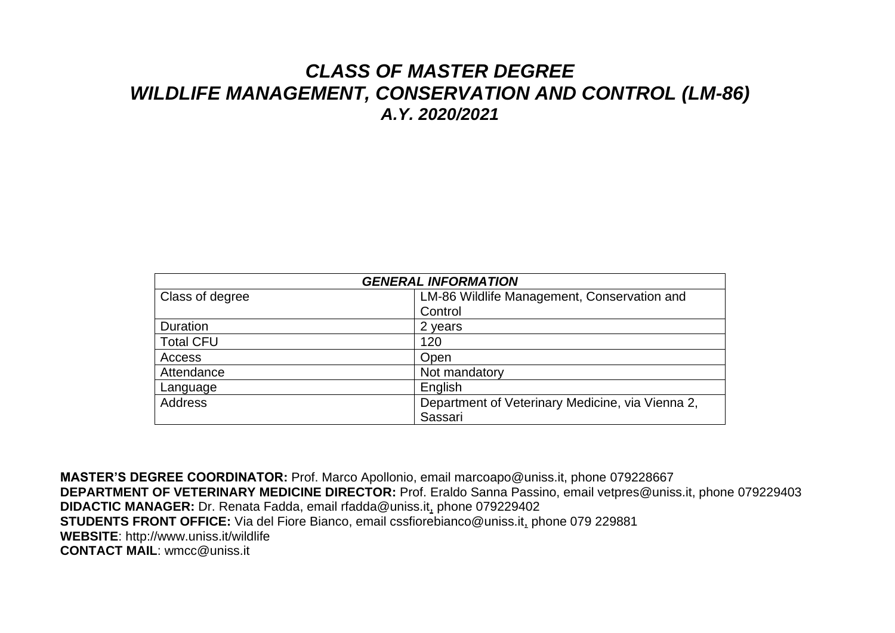# *CLASS OF MASTER DEGREE*
# *WILDLIFE MANAGEMENT, CONSERVATION AND CONTROL (LM-86)*
## *A.Y. 2020/2021*

| ***GENERAL INFORMATION*** | |
|---|---|
| Class of degree | LM-86 Wildlife Management, Conservation and Control |
| Duration | 2 years |
| Total CFU | 120 |
| Access | Open |
| Attendance | Not mandatory |
| Language | English |
| Address | Department of Veterinary Medicine, via Vienna 2, Sassari |

**MASTER'S DEGREE COORDINATOR:** Prof. Marco Apollonio, email marcoapo@uniss.it, phone 079228667
**DEPARTMENT OF VETERINARY MEDICINE DIRECTOR:** Prof. Eraldo Sanna Passino, email vetpres@uniss.it, phone 079229403
**DIDACTIC MANAGER:** Dr. Renata Fadda, email rfadda@uniss.it, phone 079229402
**STUDENTS FRONT OFFICE:** Via del Fiore Bianco, email cssfiorebianco@uniss.it, phone 079 229881
**WEBSITE**: http://www.uniss.it/wildlife
**CONTACT MAIL**: wmcc@uniss.it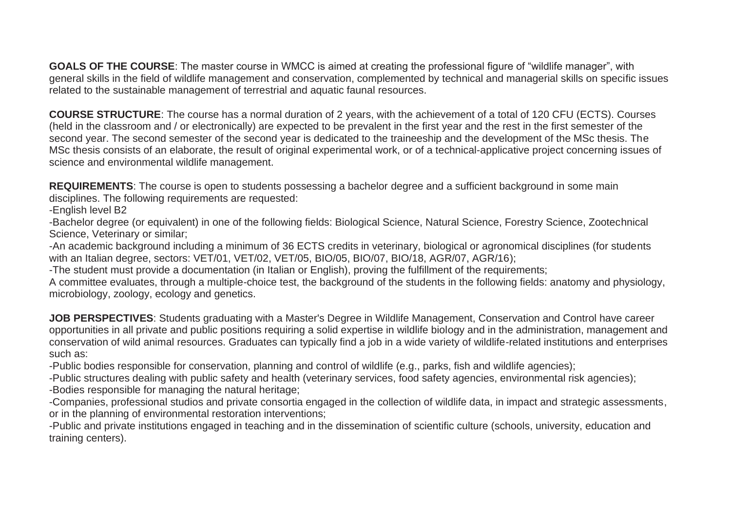**GOALS OF THE COURSE**: The master course in WMCC is aimed at creating the professional figure of "wildlife manager", with general skills in the field of wildlife management and conservation, complemented by technical and managerial skills on specific issues related to the sustainable management of terrestrial and aquatic faunal resources.

**COURSE STRUCTURE**: The course has a normal duration of 2 years, with the achievement of a total of 120 CFU (ECTS). Courses (held in the classroom and / or electronically) are expected to be prevalent in the first year and the rest in the first semester of the second year. The second semester of the second year is dedicated to the traineeship and the development of the MSc thesis. The MSc thesis consists of an elaborate, the result of original experimental work, or of a technical-applicative project concerning issues of science and environmental wildlife management.

**REQUIREMENTS**: The course is open to students possessing a bachelor degree and a sufficient background in some main disciplines. The following requirements are requested:

- English level B2
- Bachelor degree (or equivalent) in one of the following fields: Biological Science, Natural Science, Forestry Science, Zootechnical Science, Veterinary or similar;
- An academic background including a minimum of 36 ECTS credits in veterinary, biological or agronomical disciplines (for students with an Italian degree, sectors: VET/01, VET/02, VET/05, BIO/05, BIO/07, BIO/18, AGR/07, AGR/16);
- The student must provide a documentation (in Italian or English), proving the fulfillment of the requirements;

A committee evaluates, through a multiple-choice test, the background of the students in the following fields: anatomy and physiology, microbiology, zoology, ecology and genetics.

**JOB PERSPECTIVES**: Students graduating with a Master's Degree in Wildlife Management, Conservation and Control have career opportunities in all private and public positions requiring a solid expertise in wildlife biology and in the administration, management and conservation of wild animal resources. Graduates can typically find a job in a wide variety of wildlife-related institutions and enterprises such as:

- Public bodies responsible for conservation, planning and control of wildlife (e.g., parks, fish and wildlife agencies);
- Public structures dealing with public safety and health (veterinary services, food safety agencies, environmental risk agencies);
- Bodies responsible for managing the natural heritage;
- Companies, professional studios and private consortia engaged in the collection of wildlife data, in impact and strategic assessments, or in the planning of environmental restoration interventions;
- Public and private institutions engaged in teaching and in the dissemination of scientific culture (schools, university, education and training centers).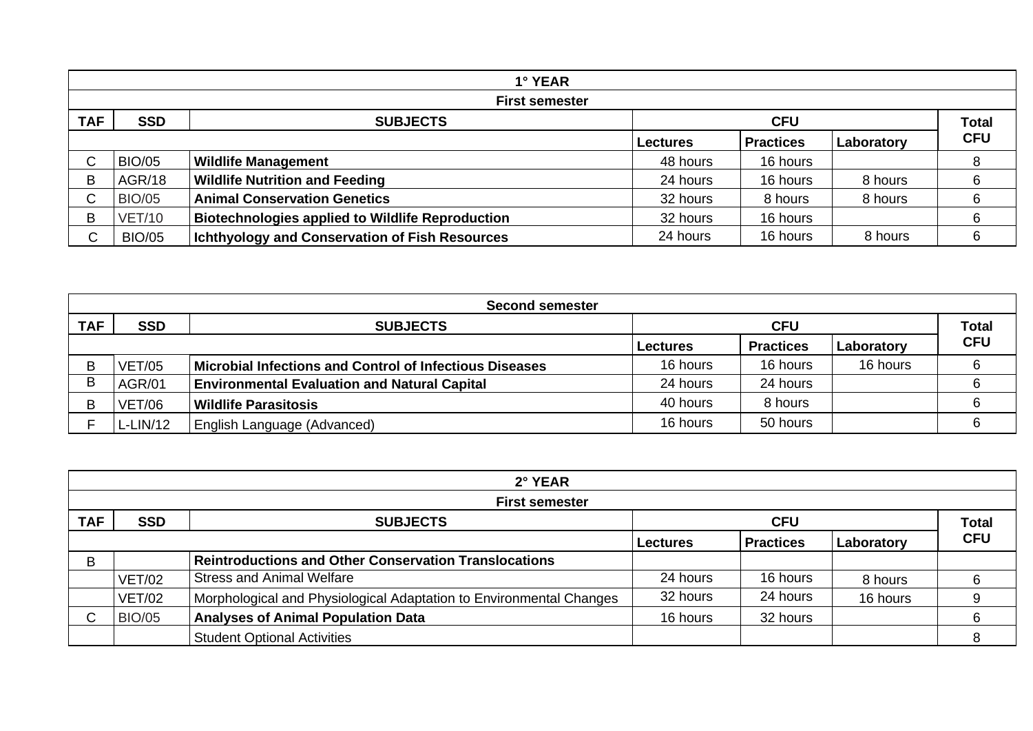| 1° YEAR | | | | | | |
|---|---|---|---|---|---|---|
| **First semester** | | | | | | |
| **TAF** | **SSD** | **SUBJECTS** | **CFU** | | | **Total CFU** |
| | | | **Lectures** | **Practices** | **Laboratory** | |
| C | BIO/05 | **Wildlife Management** | 48 hours | 16 hours | | 8 |
| B | AGR/18 | **Wildlife Nutrition and Feeding** | 24 hours | 16 hours | 8 hours | 6 |
| C | BIO/05 | **Animal Conservation Genetics** | 32 hours | 8 hours | 8 hours | 6 |
| B | VET/10 | **Biotechnologies applied to Wildlife Reproduction** | 32 hours | 16 hours | | 6 |
| C | BIO/05 | **Ichthyology and Conservation of Fish Resources** | 24 hours | 16 hours | 8 hours | 6 |

| Second semester | | | | | | |
|---|---|---|---|---|---|---|
| **TAF** | **SSD** | **SUBJECTS** | **CFU** | | | **Total CFU** |
| | | | **Lectures** | **Practices** | **Laboratory** | |
| B | VET/05 | **Microbial Infections and Control of Infectious Diseases** | 16 hours | 16 hours | 16 hours | 6 |
| B | AGR/01 | **Environmental Evaluation and Natural Capital** | 24 hours | 24 hours | | 6 |
| B | VET/06 | **Wildlife Parasitosis** | 40 hours | 8 hours | | 6 |
| F | L-LIN/12 | English Language (Advanced) | 16 hours | 50 hours | | 6 |

| 2° YEAR | | | | | | |
|---|---|---|---|---|---|---|
| **First semester** | | | | | | |
| **TAF** | **SSD** | **SUBJECTS** | **CFU** | | | **Total CFU** |
| | | | **Lectures** | **Practices** | **Laboratory** | |
| B | | **Reintroductions and Other Conservation Translocations** | | | | |
| | VET/02 | Stress and Animal Welfare | 24 hours | 16 hours | 8 hours | 6 |
| | VET/02 | Morphological and Physiological Adaptation to Environmental Changes | 32 hours | 24 hours | 16 hours | 9 |
| C | BIO/05 | **Analyses of Animal Population Data** | 16 hours | 32 hours | | 6 |
| | | Student Optional Activities | | | | 8 |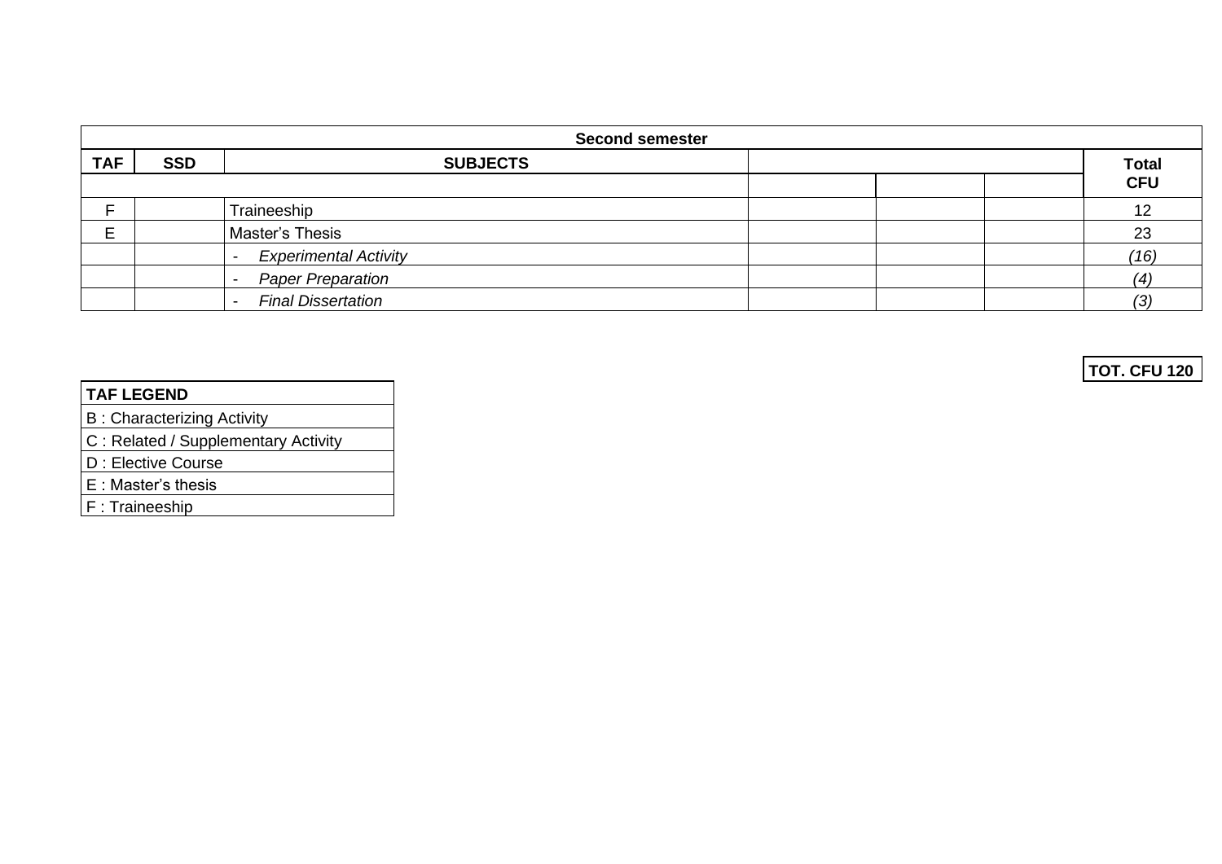| Second semester | | | | | | |
|---|---|---|---|---|---|---|
| **TAF** | **SSD** | **SUBJECTS** | | | | **Total CFU** |
| | | | | | | |
| F | | Traineeship | | | | 12 |
| E | | Master's Thesis | | | | 23 |
| | | - *Experimental Activity* | | | | *(16)* |
| | | - *Paper Preparation* | | | | *(4)* |
| | | - *Final Dissertation* | | | | *(3)* |

**TOT. CFU 120**

| **TAF LEGEND** |
|---|
| B : Characterizing Activity |
| C : Related / Supplementary Activity |
| D : Elective Course |
| E : Master's thesis |
| F : Traineeship |